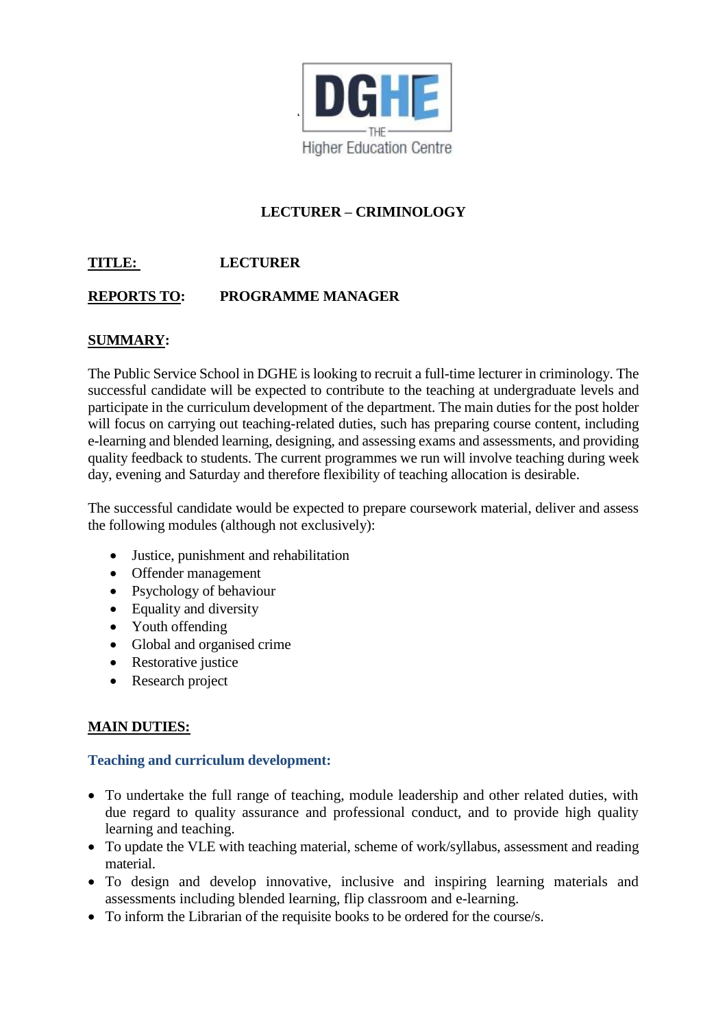DGHE
THE
Higher Education Centre

# LECTURER – CRIMINOLOGY

**TITLE:** LECTURER

**REPORTS TO:** PROGRAMME MANAGER

## SUMMARY:

The Public Service School in DGHE is looking to recruit a full-time lecturer in criminology. The successful candidate will be expected to contribute to the teaching at undergraduate levels and participate in the curriculum development of the department. The main duties for the post holder will focus on carrying out teaching-related duties, such has preparing course content, including e-learning and blended learning, designing, and assessing exams and assessments, and providing quality feedback to students. The current programmes we run will involve teaching during week day, evening and Saturday and therefore flexibility of teaching allocation is desirable.

The successful candidate would be expected to prepare coursework material, deliver and assess the following modules (although not exclusively):

- Justice, punishment and rehabilitation
- Offender management
- Psychology of behaviour
- Equality and diversity
- Youth offending
- Global and organised crime
- Restorative justice
- Research project

## MAIN DUTIES:

### Teaching and curriculum development:

- To undertake the full range of teaching, module leadership and other related duties, with due regard to quality assurance and professional conduct, and to provide high quality learning and teaching.
- To update the VLE with teaching material, scheme of work/syllabus, assessment and reading material.
- To design and develop innovative, inclusive and inspiring learning materials and assessments including blended learning, flip classroom and e-learning.
- To inform the Librarian of the requisite books to be ordered for the course/s.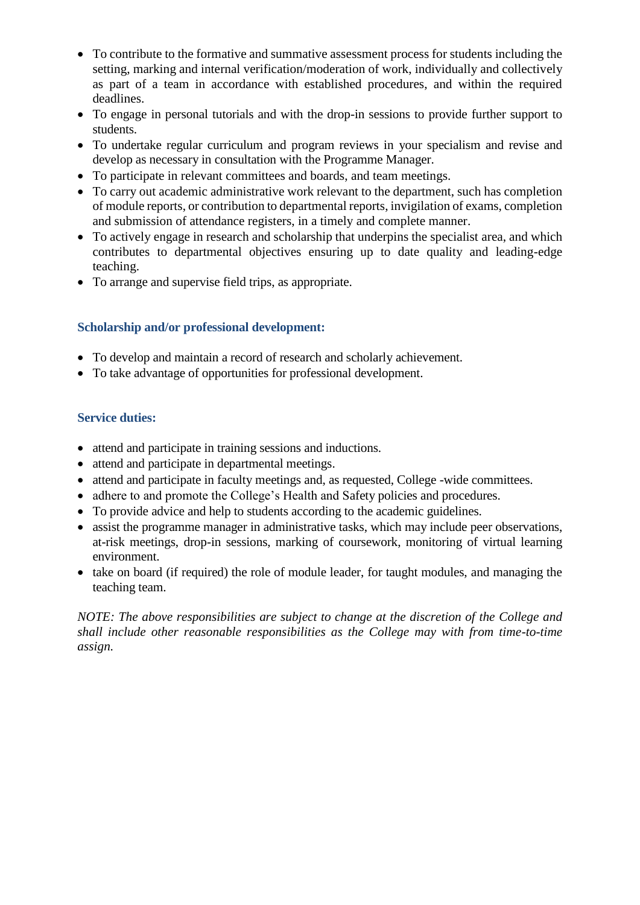- To contribute to the formative and summative assessment process for students including the setting, marking and internal verification/moderation of work, individually and collectively as part of a team in accordance with established procedures, and within the required deadlines.
- To engage in personal tutorials and with the drop-in sessions to provide further support to students.
- To undertake regular curriculum and program reviews in your specialism and revise and develop as necessary in consultation with the Programme Manager.
- To participate in relevant committees and boards, and team meetings.
- To carry out academic administrative work relevant to the department, such has completion of module reports, or contribution to departmental reports, invigilation of exams, completion and submission of attendance registers, in a timely and complete manner.
- To actively engage in research and scholarship that underpins the specialist area, and which contributes to departmental objectives ensuring up to date quality and leading-edge teaching.
- To arrange and supervise field trips, as appropriate.

### Scholarship and/or professional development:

- To develop and maintain a record of research and scholarly achievement.
- To take advantage of opportunities for professional development.

### Service duties:

- attend and participate in training sessions and inductions.
- attend and participate in departmental meetings.
- attend and participate in faculty meetings and, as requested, College -wide committees.
- adhere to and promote the College's Health and Safety policies and procedures.
- To provide advice and help to students according to the academic guidelines.
- assist the programme manager in administrative tasks, which may include peer observations, at-risk meetings, drop-in sessions, marking of coursework, monitoring of virtual learning environment.
- take on board (if required) the role of module leader, for taught modules, and managing the teaching team.

*NOTE: The above responsibilities are subject to change at the discretion of the College and shall include other reasonable responsibilities as the College may with from time-to-time assign.*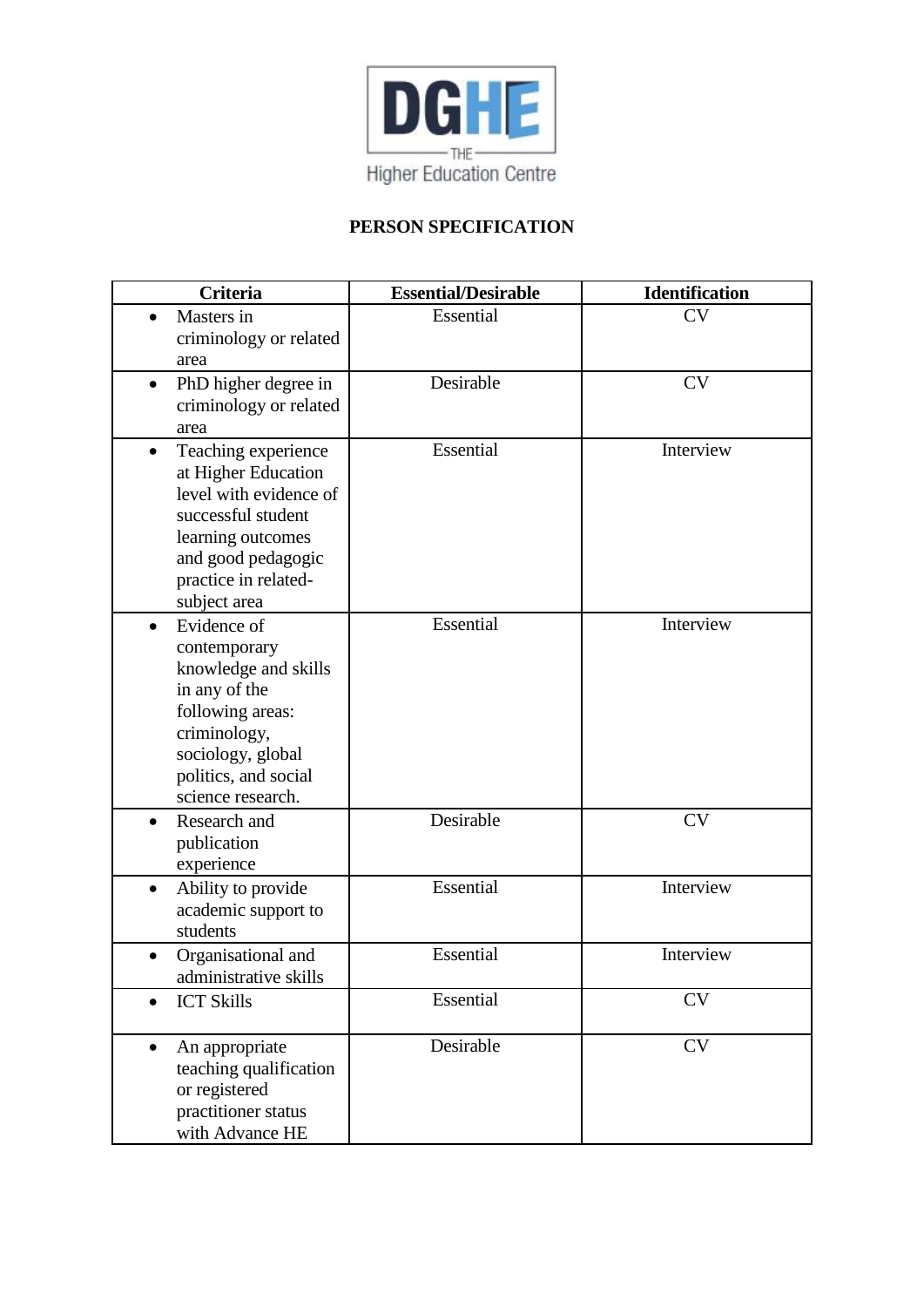**PERSON SPECIFICATION**

| Criteria | Essential/Desirable | Identification |
|---|---|---|
| • Masters in criminology or related area | Essential | CV |
| • PhD higher degree in criminology or related area | Desirable | CV |
| • Teaching experience at Higher Education level with evidence of successful student learning outcomes and good pedagogic practice in related-subject area | Essential | Interview |
| • Evidence of contemporary knowledge and skills in any of the following areas: criminology, sociology, global politics, and social science research. | Essential | Interview |
| • Research and publication experience | Desirable | CV |
| • Ability to provide academic support to students | Essential | Interview |
| • Organisational and administrative skills | Essential | Interview |
| • ICT Skills | Essential | CV |
| • An appropriate teaching qualification or registered practitioner status with Advance HE | Desirable | CV |